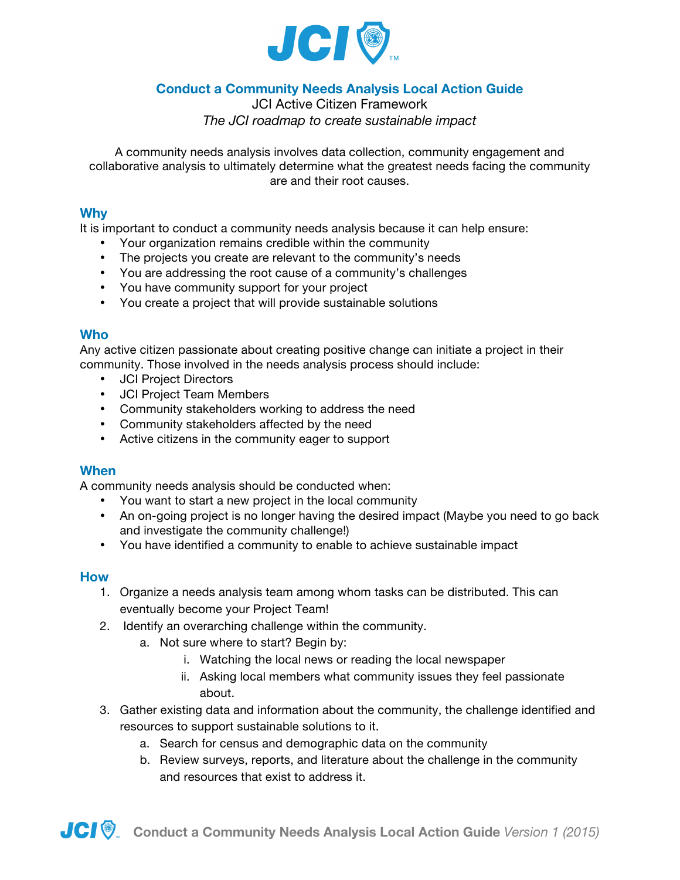# Conduct a Community Needs Analysis Local Action Guide

JCI Active Citizen Framework

*The JCI roadmap to create sustainable impact*

A community needs analysis involves data collection, community engagement and collaborative analysis to ultimately determine what the greatest needs facing the community are and their root causes.

## Why

It is important to conduct a community needs analysis because it can help ensure:

- Your organization remains credible within the community
- The projects you create are relevant to the community's needs
- You are addressing the root cause of a community's challenges
- You have community support for your project
- You create a project that will provide sustainable solutions

## Who

Any active citizen passionate about creating positive change can initiate a project in their community. Those involved in the needs analysis process should include:

- JCI Project Directors
- JCI Project Team Members
- Community stakeholders working to address the need
- Community stakeholders affected by the need
- Active citizens in the community eager to support

## When

A community needs analysis should be conducted when:

- You want to start a new project in the local community
- An on-going project is no longer having the desired impact (Maybe you need to go back and investigate the community challenge!)
- You have identified a community to enable to achieve sustainable impact

## How

1. Organize a needs analysis team among whom tasks can be distributed. This can eventually become your Project Team!
2. Identify an overarching challenge within the community.
   a. Not sure where to start? Begin by:
      i. Watching the local news or reading the local newspaper
      ii. Asking local members what community issues they feel passionate about.
3. Gather existing data and information about the community, the challenge identified and resources to support sustainable solutions to it.
   a. Search for census and demographic data on the community
   b. Review surveys, reports, and literature about the challenge in the community and resources that exist to address it.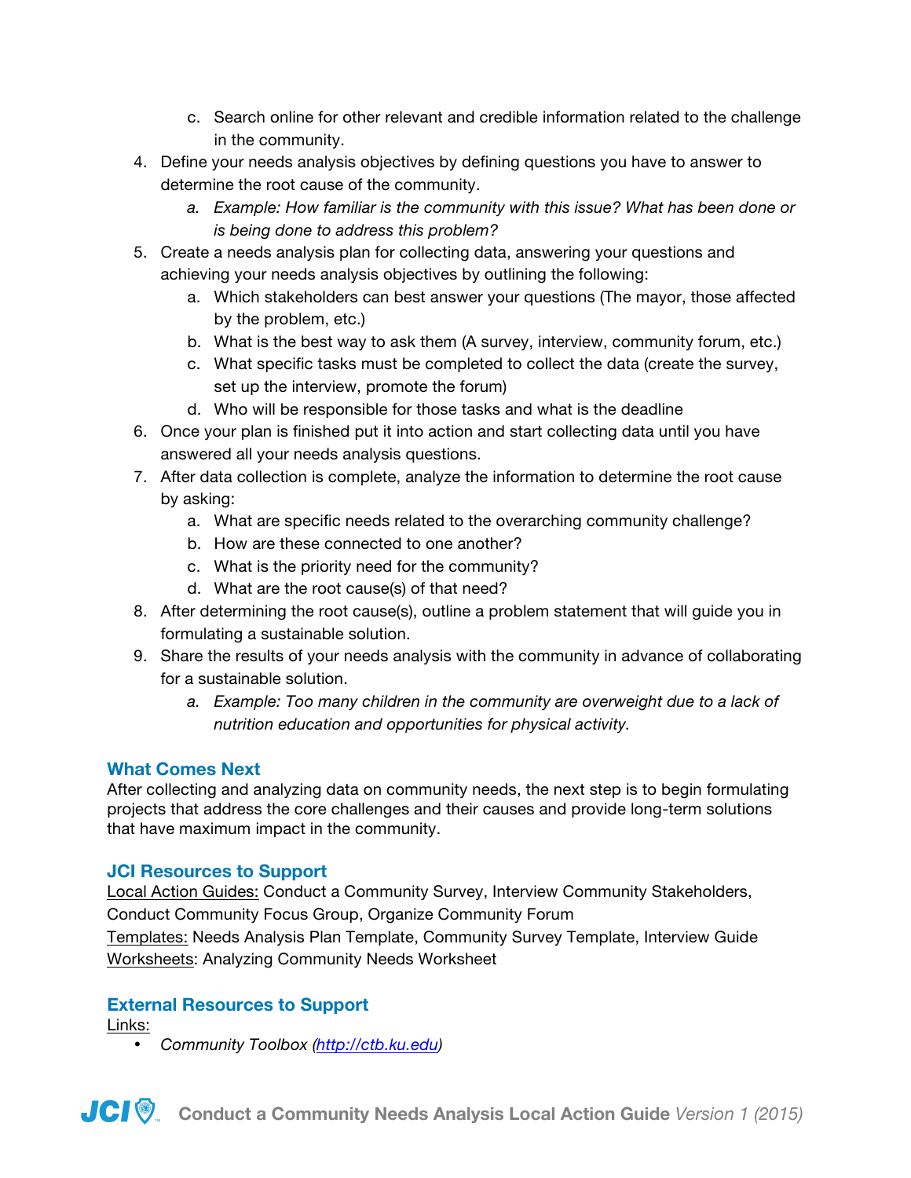c. Search online for other relevant and credible information related to the challenge in the community.

4. Define your needs analysis objectives by defining questions you have to answer to determine the root cause of the community.
   a. *Example: How familiar is the community with this issue? What has been done or is being done to address this problem?*
5. Create a needs analysis plan for collecting data, answering your questions and achieving your needs analysis objectives by outlining the following:
   a. Which stakeholders can best answer your questions (The mayor, those affected by the problem, etc.)
   b. What is the best way to ask them (A survey, interview, community forum, etc.)
   c. What specific tasks must be completed to collect the data (create the survey, set up the interview, promote the forum)
   d. Who will be responsible for those tasks and what is the deadline
6. Once your plan is finished put it into action and start collecting data until you have answered all your needs analysis questions.
7. After data collection is complete, analyze the information to determine the root cause by asking:
   a. What are specific needs related to the overarching community challenge?
   b. How are these connected to one another?
   c. What is the priority need for the community?
   d. What are the root cause(s) of that need?
8. After determining the root cause(s), outline a problem statement that will guide you in formulating a sustainable solution.
9. Share the results of your needs analysis with the community in advance of collaborating for a sustainable solution.
   a. *Example: Too many children in the community are overweight due to a lack of nutrition education and opportunities for physical activity.*

## What Comes Next

After collecting and analyzing data on community needs, the next step is to begin formulating projects that address the core challenges and their causes and provide long-term solutions that have maximum impact in the community.

## JCI Resources to Support

<u>Local Action Guides:</u> Conduct a Community Survey, Interview Community Stakeholders, Conduct Community Focus Group, Organize Community Forum
<u>Templates:</u> Needs Analysis Plan Template, Community Survey Template, Interview Guide
<u>Worksheets</u>: Analyzing Community Needs Worksheet

## External Resources to Support

<u>Links:</u>

- *Community Toolbox (http://ctb.ku.edu)*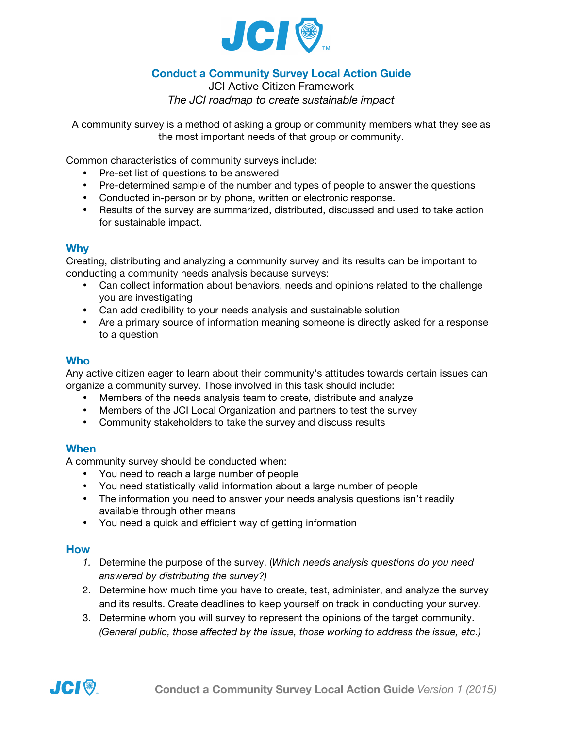# Conduct a Community Survey Local Action Guide

JCI Active Citizen Framework

*The JCI roadmap to create sustainable impact*

A community survey is a method of asking a group or community members what they see as the most important needs of that group or community.

Common characteristics of community surveys include:

- Pre-set list of questions to be answered
- Pre-determined sample of the number and types of people to answer the questions
- Conducted in-person or by phone, written or electronic response.
- Results of the survey are summarized, distributed, discussed and used to take action for sustainable impact.

## Why

Creating, distributing and analyzing a community survey and its results can be important to conducting a community needs analysis because surveys:

- Can collect information about behaviors, needs and opinions related to the challenge you are investigating
- Can add credibility to your needs analysis and sustainable solution
- Are a primary source of information meaning someone is directly asked for a response to a question

## Who

Any active citizen eager to learn about their community's attitudes towards certain issues can organize a community survey. Those involved in this task should include:

- Members of the needs analysis team to create, distribute and analyze
- Members of the JCI Local Organization and partners to test the survey
- Community stakeholders to take the survey and discuss results

## When

A community survey should be conducted when:

- You need to reach a large number of people
- You need statistically valid information about a large number of people
- The information you need to answer your needs analysis questions isn't readily available through other means
- You need a quick and efficient way of getting information

## How

1. Determine the purpose of the survey. (*Which needs analysis questions do you need answered by distributing the survey?)*
2. Determine how much time you have to create, test, administer, and analyze the survey and its results. Create deadlines to keep yourself on track in conducting your survey.
3. Determine whom you will survey to represent the opinions of the target community. *(General public, those affected by the issue, those working to address the issue, etc.)*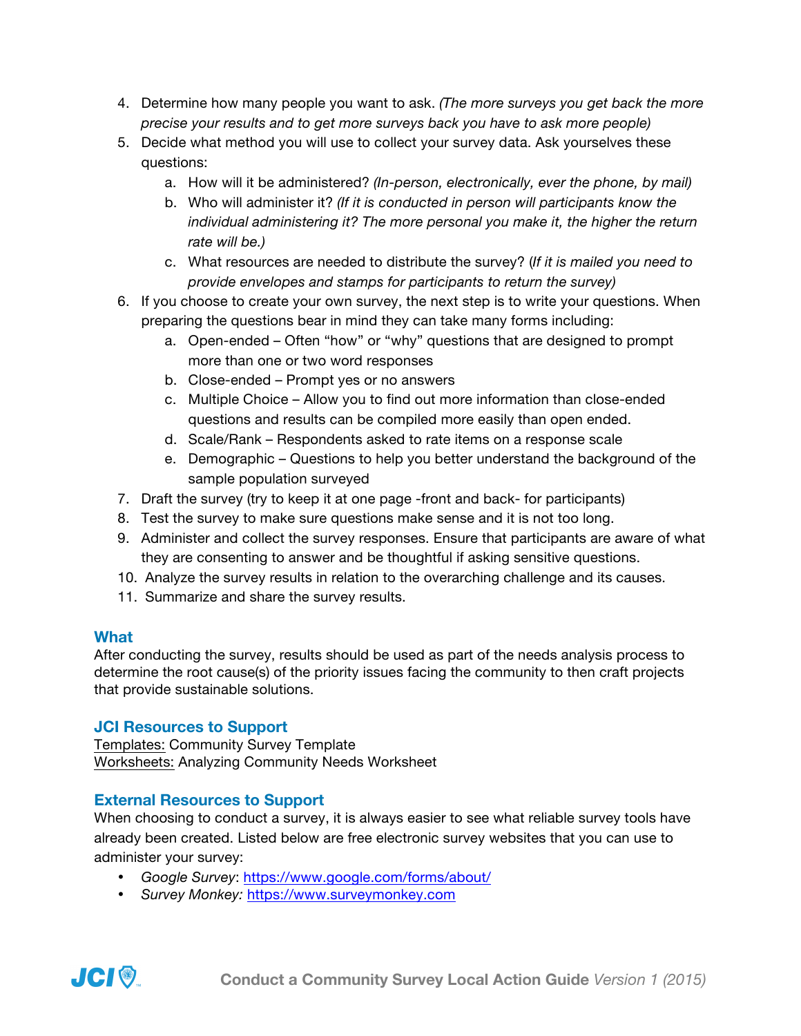4. Determine how many people you want to ask. *(The more surveys you get back the more precise your results and to get more surveys back you have to ask more people)*
5. Decide what method you will use to collect your survey data. Ask yourselves these questions:
    a. How will it be administered? *(In-person, electronically, ever the phone, by mail)*
    b. Who will administer it? *(If it is conducted in person will participants know the individual administering it? The more personal you make it, the higher the return rate will be.)*
    c. What resources are needed to distribute the survey? (*If it is mailed you need to provide envelopes and stamps for participants to return the survey)*
6. If you choose to create your own survey, the next step is to write your questions. When preparing the questions bear in mind they can take many forms including:
    a. Open-ended – Often "how" or "why" questions that are designed to prompt more than one or two word responses
    b. Close-ended – Prompt yes or no answers
    c. Multiple Choice – Allow you to find out more information than close-ended questions and results can be compiled more easily than open ended.
    d. Scale/Rank – Respondents asked to rate items on a response scale
    e. Demographic – Questions to help you better understand the background of the sample population surveyed
7. Draft the survey (try to keep it at one page -front and back- for participants)
8. Test the survey to make sure questions make sense and it is not too long.
9. Administer and collect the survey responses. Ensure that participants are aware of what they are consenting to answer and be thoughtful if asking sensitive questions.
10. Analyze the survey results in relation to the overarching challenge and its causes.
11. Summarize and share the survey results.

## What

After conducting the survey, results should be used as part of the needs analysis process to determine the root cause(s) of the priority issues facing the community to then craft projects that provide sustainable solutions.

## JCI Resources to Support

Templates: Community Survey Template
Worksheets: Analyzing Community Needs Worksheet

## External Resources to Support

When choosing to conduct a survey, it is always easier to see what reliable survey tools have already been created. Listed below are free electronic survey websites that you can use to administer your survey:

- *Google Survey*: https://www.google.com/forms/about/
- *Survey Monkey:* https://www.surveymonkey.com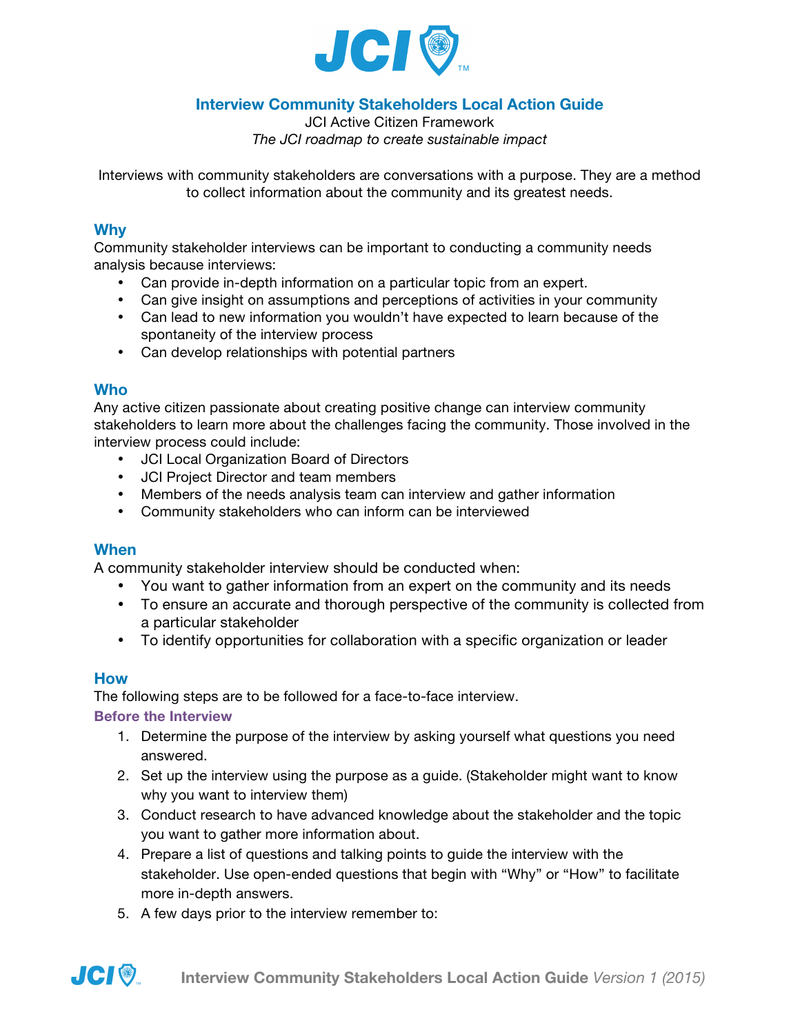# Interview Community Stakeholders Local Action Guide

JCI Active Citizen Framework

*The JCI roadmap to create sustainable impact*

Interviews with community stakeholders are conversations with a purpose. They are a method to collect information about the community and its greatest needs.

## Why

Community stakeholder interviews can be important to conducting a community needs analysis because interviews:

- Can provide in-depth information on a particular topic from an expert.
- Can give insight on assumptions and perceptions of activities in your community
- Can lead to new information you wouldn't have expected to learn because of the spontaneity of the interview process
- Can develop relationships with potential partners

## Who

Any active citizen passionate about creating positive change can interview community stakeholders to learn more about the challenges facing the community. Those involved in the interview process could include:

- JCI Local Organization Board of Directors
- JCI Project Director and team members
- Members of the needs analysis team can interview and gather information
- Community stakeholders who can inform can be interviewed

## When

A community stakeholder interview should be conducted when:

- You want to gather information from an expert on the community and its needs
- To ensure an accurate and thorough perspective of the community is collected from a particular stakeholder
- To identify opportunities for collaboration with a specific organization or leader

## How

The following steps are to be followed for a face-to-face interview.

### Before the Interview

1. Determine the purpose of the interview by asking yourself what questions you need answered.
2. Set up the interview using the purpose as a guide. (Stakeholder might want to know why you want to interview them)
3. Conduct research to have advanced knowledge about the stakeholder and the topic you want to gather more information about.
4. Prepare a list of questions and talking points to guide the interview with the stakeholder. Use open-ended questions that begin with "Why" or "How" to facilitate more in-depth answers.
5. A few days prior to the interview remember to: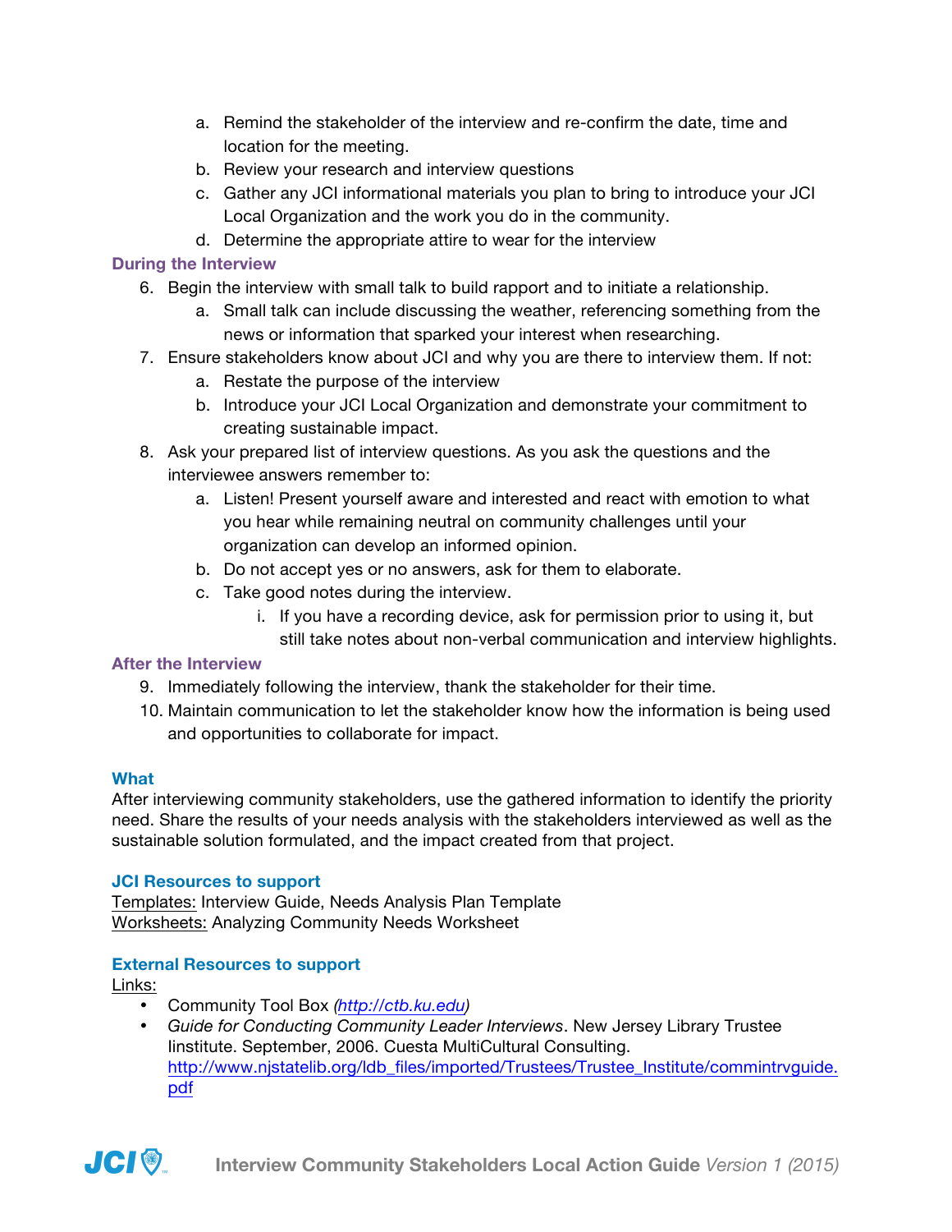a. Remind the stakeholder of the interview and re-confirm the date, time and location for the meeting.
b. Review your research and interview questions
c. Gather any JCI informational materials you plan to bring to introduce your JCI Local Organization and the work you do in the community.
d. Determine the appropriate attire to wear for the interview

### During the Interview

6. Begin the interview with small talk to build rapport and to initiate a relationship.
   a. Small talk can include discussing the weather, referencing something from the news or information that sparked your interest when researching.
7. Ensure stakeholders know about JCI and why you are there to interview them. If not:
   a. Restate the purpose of the interview
   b. Introduce your JCI Local Organization and demonstrate your commitment to creating sustainable impact.
8. Ask your prepared list of interview questions. As you ask the questions and the interviewee answers remember to:
   a. Listen! Present yourself aware and interested and react with emotion to what you hear while remaining neutral on community challenges until your organization can develop an informed opinion.
   b. Do not accept yes or no answers, ask for them to elaborate.
   c. Take good notes during the interview.
      i. If you have a recording device, ask for permission prior to using it, but still take notes about non-verbal communication and interview highlights.

### After the Interview

9. Immediately following the interview, thank the stakeholder for their time.
10. Maintain communication to let the stakeholder know how the information is being used and opportunities to collaborate for impact.

### What

After interviewing community stakeholders, use the gathered information to identify the priority need. Share the results of your needs analysis with the stakeholders interviewed as well as the sustainable solution formulated, and the impact created from that project.

### JCI Resources to support

Templates: Interview Guide, Needs Analysis Plan Template
Worksheets: Analyzing Community Needs Worksheet

### External Resources to support

Links:

- Community Tool Box *(http://ctb.ku.edu)*
- *Guide for Conducting Community Leader Interviews*. New Jersey Library Trustee Iinstitute. September, 2006. Cuesta MultiCultural Consulting. http://www.njstatelib.org/ldb_files/imported/Trustees/Trustee_Institute/commintrvguide.pdf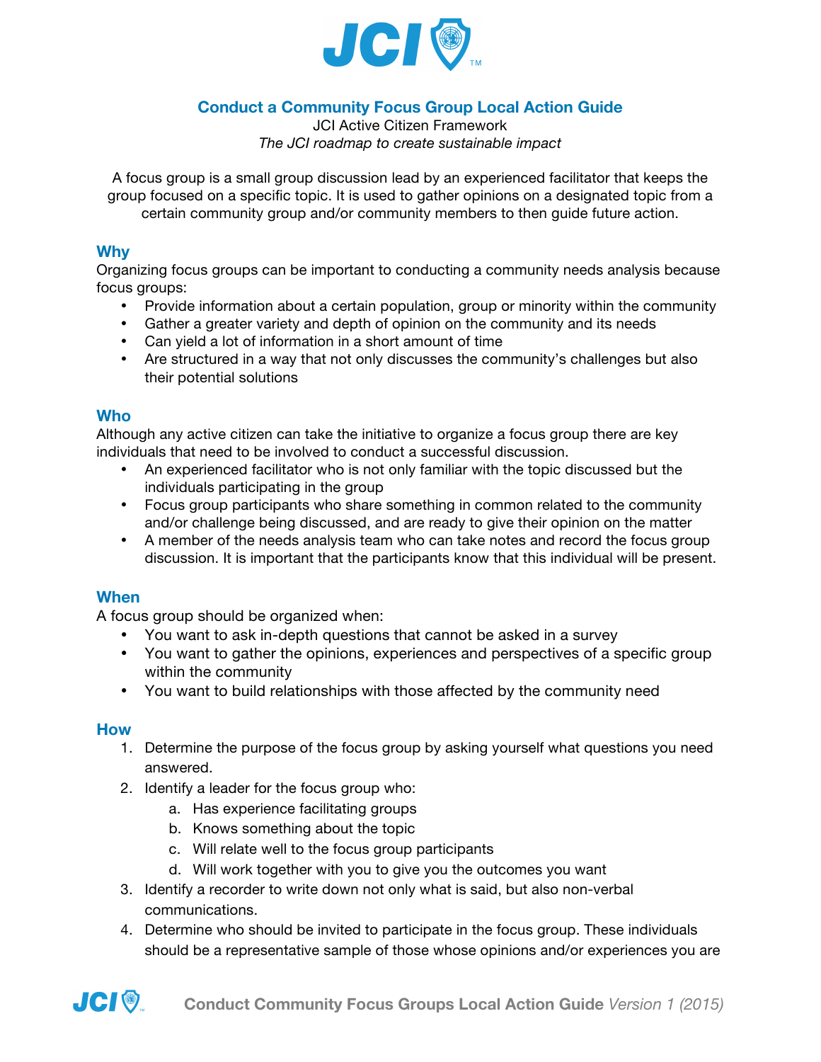# Conduct a Community Focus Group Local Action Guide

JCI Active Citizen Framework

*The JCI roadmap to create sustainable impact*

A focus group is a small group discussion lead by an experienced facilitator that keeps the group focused on a specific topic. It is used to gather opinions on a designated topic from a certain community group and/or community members to then guide future action.

## Why

Organizing focus groups can be important to conducting a community needs analysis because focus groups:

- Provide information about a certain population, group or minority within the community
- Gather a greater variety and depth of opinion on the community and its needs
- Can yield a lot of information in a short amount of time
- Are structured in a way that not only discusses the community's challenges but also their potential solutions

## Who

Although any active citizen can take the initiative to organize a focus group there are key individuals that need to be involved to conduct a successful discussion.

- An experienced facilitator who is not only familiar with the topic discussed but the individuals participating in the group
- Focus group participants who share something in common related to the community and/or challenge being discussed, and are ready to give their opinion on the matter
- A member of the needs analysis team who can take notes and record the focus group discussion. It is important that the participants know that this individual will be present.

## When

A focus group should be organized when:

- You want to ask in-depth questions that cannot be asked in a survey
- You want to gather the opinions, experiences and perspectives of a specific group within the community
- You want to build relationships with those affected by the community need

## How

1. Determine the purpose of the focus group by asking yourself what questions you need answered.
2. Identify a leader for the focus group who:
   a. Has experience facilitating groups
   b. Knows something about the topic
   c. Will relate well to the focus group participants
   d. Will work together with you to give you the outcomes you want
3. Identify a recorder to write down not only what is said, but also non-verbal communications.
4. Determine who should be invited to participate in the focus group. These individuals should be a representative sample of those whose opinions and/or experiences you are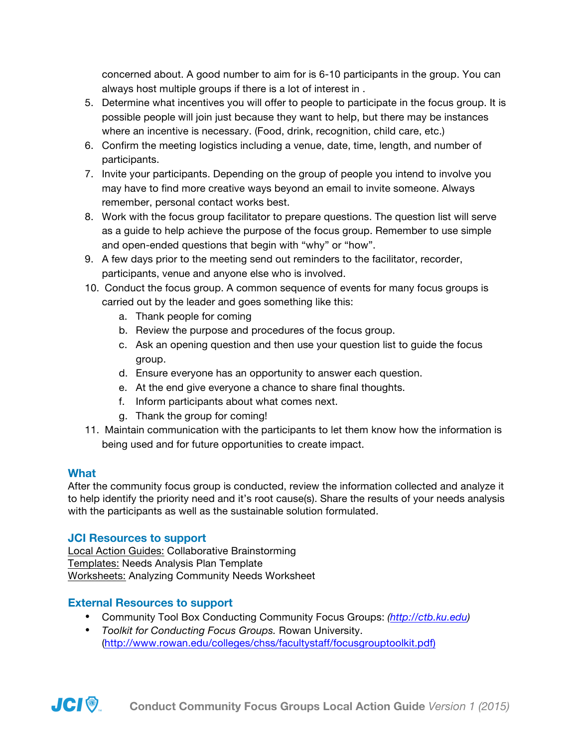concerned about. A good number to aim for is 6-10 participants in the group. You can always host multiple groups if there is a lot of interest in .

5. Determine what incentives you will offer to people to participate in the focus group. It is possible people will join just because they want to help, but there may be instances where an incentive is necessary. (Food, drink, recognition, child care, etc.)
6. Confirm the meeting logistics including a venue, date, time, length, and number of participants.
7. Invite your participants. Depending on the group of people you intend to involve you may have to find more creative ways beyond an email to invite someone. Always remember, personal contact works best.
8. Work with the focus group facilitator to prepare questions. The question list will serve as a guide to help achieve the purpose of the focus group. Remember to use simple and open-ended questions that begin with "why" or "how".
9. A few days prior to the meeting send out reminders to the facilitator, recorder, participants, venue and anyone else who is involved.
10. Conduct the focus group. A common sequence of events for many focus groups is carried out by the leader and goes something like this:
    a. Thank people for coming
    b. Review the purpose and procedures of the focus group.
    c. Ask an opening question and then use your question list to guide the focus group.
    d. Ensure everyone has an opportunity to answer each question.
    e. At the end give everyone a chance to share final thoughts.
    f. Inform participants about what comes next.
    g. Thank the group for coming!
11. Maintain communication with the participants to let them know how the information is being used and for future opportunities to create impact.

## What

After the community focus group is conducted, review the information collected and analyze it to help identify the priority need and it's root cause(s). Share the results of your needs analysis with the participants as well as the sustainable solution formulated.

## JCI Resources to support

Local Action Guides: Collaborative Brainstorming
Templates: Needs Analysis Plan Template
Worksheets: Analyzing Community Needs Worksheet

## External Resources to support

- Community Tool Box Conducting Community Focus Groups: *(http://ctb.ku.edu)*
- *Toolkit for Conducting Focus Groups.* Rowan University. (http://www.rowan.edu/colleges/chss/facultystaff/focusgrouptoolkit.pdf)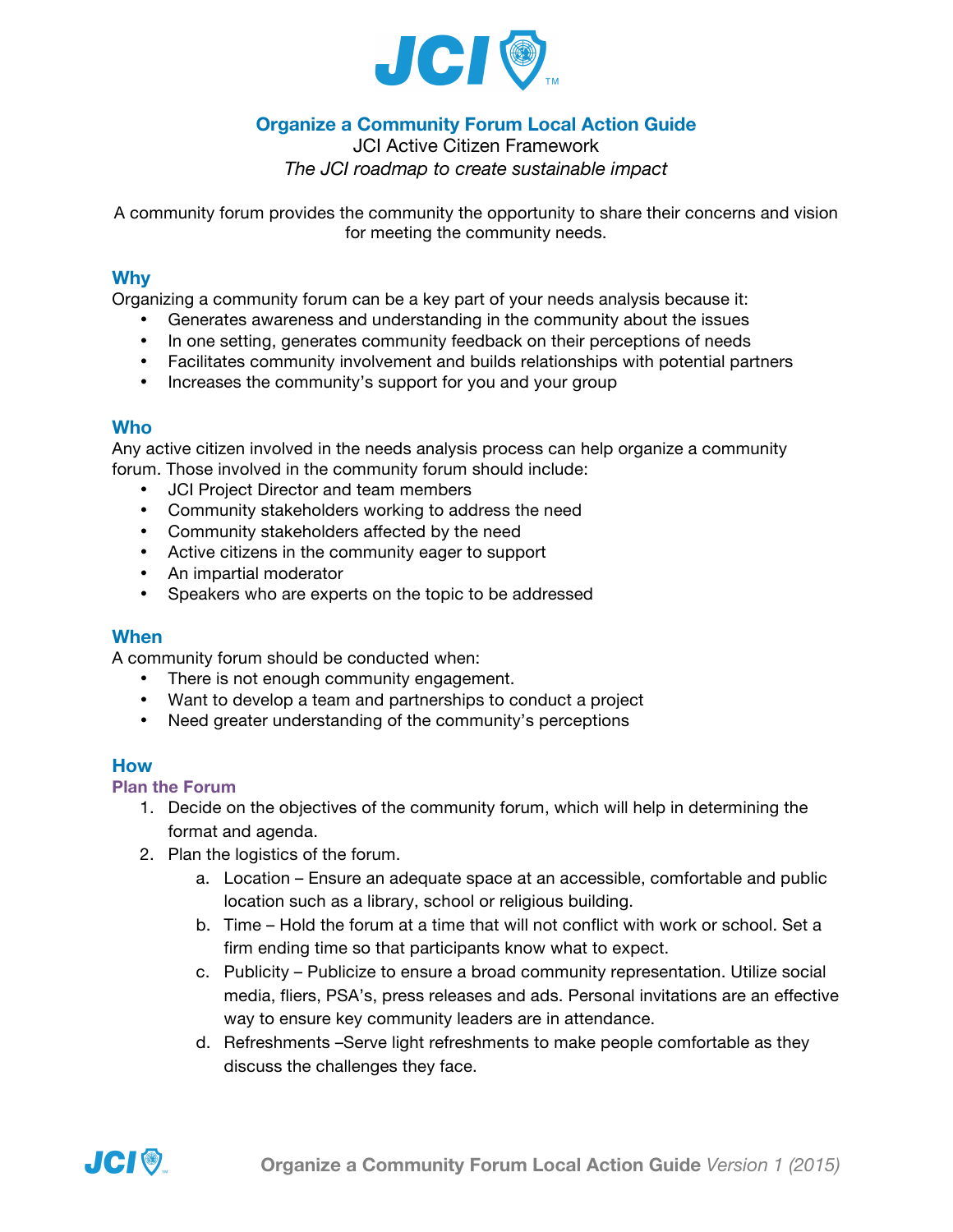# Organize a Community Forum Local Action Guide

JCI Active Citizen Framework

*The JCI roadmap to create sustainable impact*

A community forum provides the community the opportunity to share their concerns and vision for meeting the community needs.

## Why

Organizing a community forum can be a key part of your needs analysis because it:

- Generates awareness and understanding in the community about the issues
- In one setting, generates community feedback on their perceptions of needs
- Facilitates community involvement and builds relationships with potential partners
- Increases the community's support for you and your group

## Who

Any active citizen involved in the needs analysis process can help organize a community forum. Those involved in the community forum should include:

- JCI Project Director and team members
- Community stakeholders working to address the need
- Community stakeholders affected by the need
- Active citizens in the community eager to support
- An impartial moderator
- Speakers who are experts on the topic to be addressed

## When

A community forum should be conducted when:

- There is not enough community engagement.
- Want to develop a team and partnerships to conduct a project
- Need greater understanding of the community's perceptions

## How

### Plan the Forum

1. Decide on the objectives of the community forum, which will help in determining the format and agenda.
2. Plan the logistics of the forum.
   a. Location – Ensure an adequate space at an accessible, comfortable and public location such as a library, school or religious building.
   b. Time – Hold the forum at a time that will not conflict with work or school. Set a firm ending time so that participants know what to expect.
   c. Publicity – Publicize to ensure a broad community representation. Utilize social media, fliers, PSA's, press releases and ads. Personal invitations are an effective way to ensure key community leaders are in attendance.
   d. Refreshments –Serve light refreshments to make people comfortable as they discuss the challenges they face.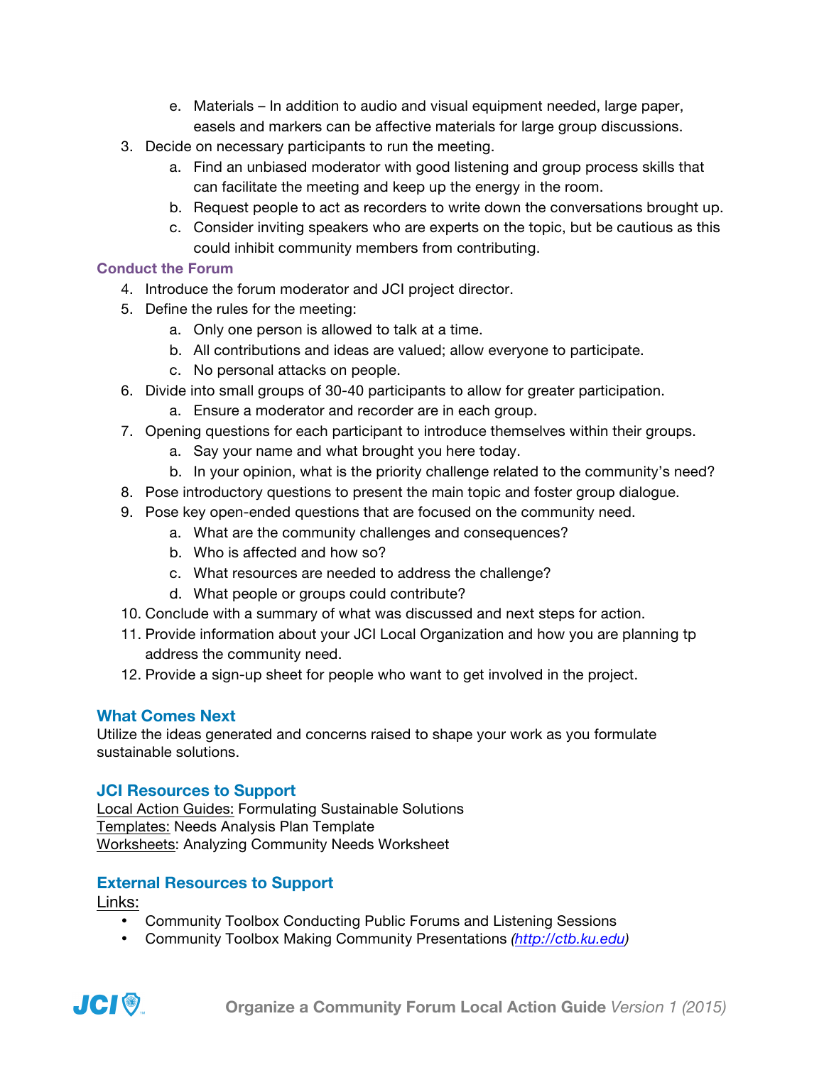e. Materials – In addition to audio and visual equipment needed, large paper, easels and markers can be affective materials for large group discussions.

3. Decide on necessary participants to run the meeting.
    a. Find an unbiased moderator with good listening and group process skills that can facilitate the meeting and keep up the energy in the room.
    b. Request people to act as recorders to write down the conversations brought up.
    c. Consider inviting speakers who are experts on the topic, but be cautious as this could inhibit community members from contributing.

### Conduct the Forum

4. Introduce the forum moderator and JCI project director.
5. Define the rules for the meeting:
    a. Only one person is allowed to talk at a time.
    b. All contributions and ideas are valued; allow everyone to participate.
    c. No personal attacks on people.
6. Divide into small groups of 30-40 participants to allow for greater participation.
    a. Ensure a moderator and recorder are in each group.
7. Opening questions for each participant to introduce themselves within their groups.
    a. Say your name and what brought you here today.
    b. In your opinion, what is the priority challenge related to the community's need?
8. Pose introductory questions to present the main topic and foster group dialogue.
9. Pose key open-ended questions that are focused on the community need.
    a. What are the community challenges and consequences?
    b. Who is affected and how so?
    c. What resources are needed to address the challenge?
    d. What people or groups could contribute?
10. Conclude with a summary of what was discussed and next steps for action.
11. Provide information about your JCI Local Organization and how you are planning tp address the community need.
12. Provide a sign-up sheet for people who want to get involved in the project.

## What Comes Next

Utilize the ideas generated and concerns raised to shape your work as you formulate sustainable solutions.

## JCI Resources to Support

Local Action Guides: Formulating Sustainable Solutions
Templates: Needs Analysis Plan Template
Worksheets: Analyzing Community Needs Worksheet

## External Resources to Support

Links:

- Community Toolbox Conducting Public Forums and Listening Sessions
- Community Toolbox Making Community Presentations *(http://ctb.ku.edu)*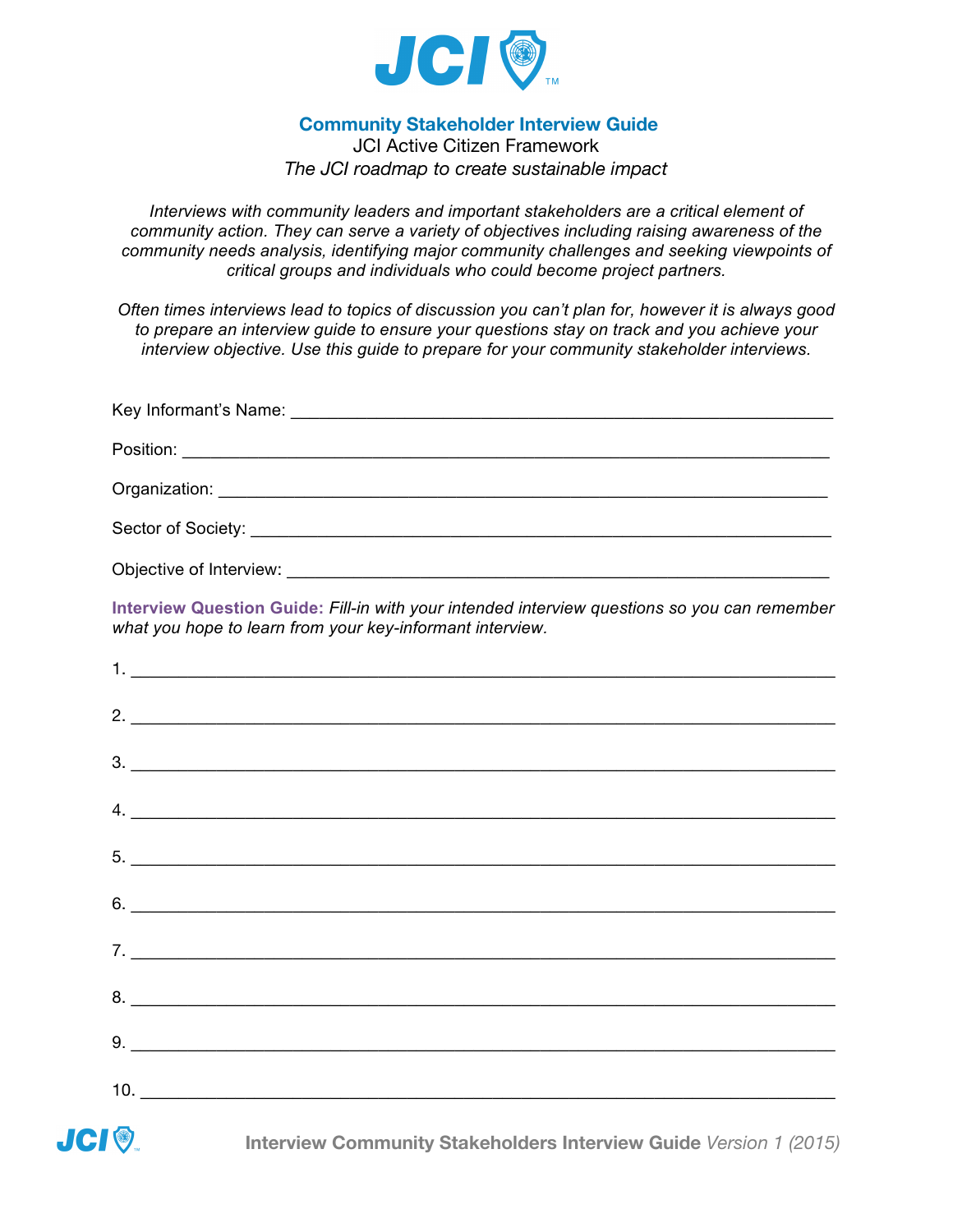# Community Stakeholder Interview Guide

JCI Active Citizen Framework

*The JCI roadmap to create sustainable impact*

*Interviews with community leaders and important stakeholders are a critical element of community action. They can serve a variety of objectives including raising awareness of the community needs analysis, identifying major community challenges and seeking viewpoints of critical groups and individuals who could become project partners.*

*Often times interviews lead to topics of discussion you can't plan for, however it is always good to prepare an interview guide to ensure your questions stay on track and you achieve your interview objective. Use this guide to prepare for your community stakeholder interviews.*

Key Informant's Name: ___________________________________________________________

Position: _______________________________________________________________________

Organization: ___________________________________________________________________

Sector of Society: _______________________________________________________________

Objective of Interview: ___________________________________________________________

**Interview Question Guide:** *Fill-in with your intended interview questions so you can remember what you hope to learn from your key-informant interview.*

1. ______________________________________________________________________________

2. ______________________________________________________________________________

3. ______________________________________________________________________________

4. ______________________________________________________________________________

5. ______________________________________________________________________________

6. ______________________________________________________________________________

7. ______________________________________________________________________________

8. ______________________________________________________________________________

9. ______________________________________________________________________________

10. _____________________________________________________________________________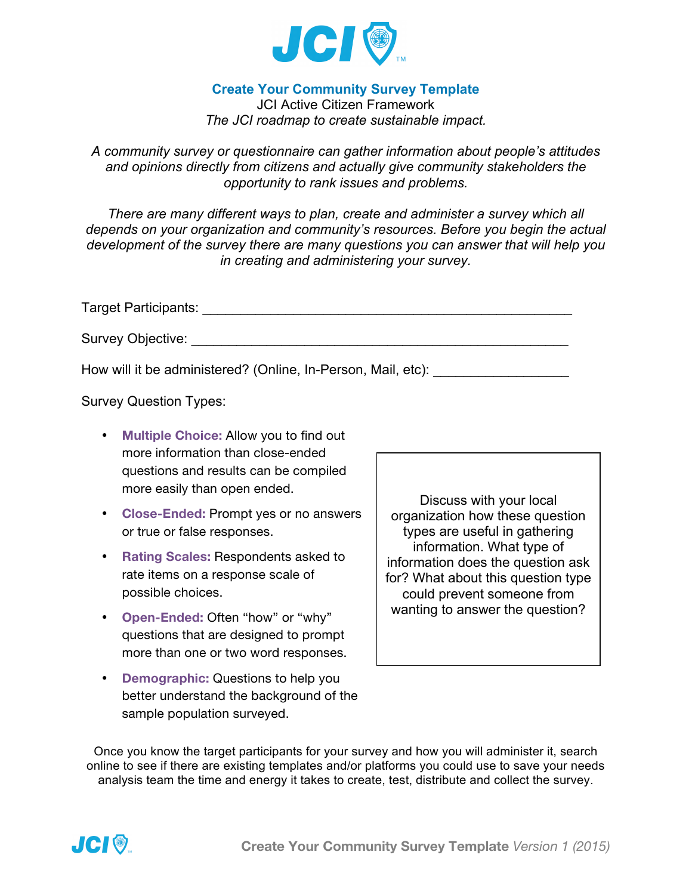# Create Your Community Survey Template

JCI Active Citizen Framework

*The JCI roadmap to create sustainable impact.*

*A community survey or questionnaire can gather information about people's attitudes and opinions directly from citizens and actually give community stakeholders the opportunity to rank issues and problems.*

*There are many different ways to plan, create and administer a survey which all depends on your organization and community's resources. Before you begin the actual development of the survey there are many questions you can answer that will help you in creating and administering your survey.*

Target Participants: ___________________________________________________

Survey Objective: _____________________________________________________

How will it be administered? (Online, In-Person, Mail, etc): __________________

Survey Question Types:

- **Multiple Choice:** Allow you to find out more information than close-ended questions and results can be compiled more easily than open ended.
- **Close-Ended:** Prompt yes or no answers or true or false responses.
- **Rating Scales:** Respondents asked to rate items on a response scale of possible choices.
- **Open-Ended:** Often "how" or "why" questions that are designed to prompt more than one or two word responses.
- **Demographic:** Questions to help you better understand the background of the sample population surveyed.

> Discuss with your local organization how these question types are useful in gathering information. What type of information does the question ask for? What about this question type could prevent someone from wanting to answer the question?

Once you know the target participants for your survey and how you will administer it, search online to see if there are existing templates and/or platforms you could use to save your needs analysis team the time and energy it takes to create, test, distribute and collect the survey.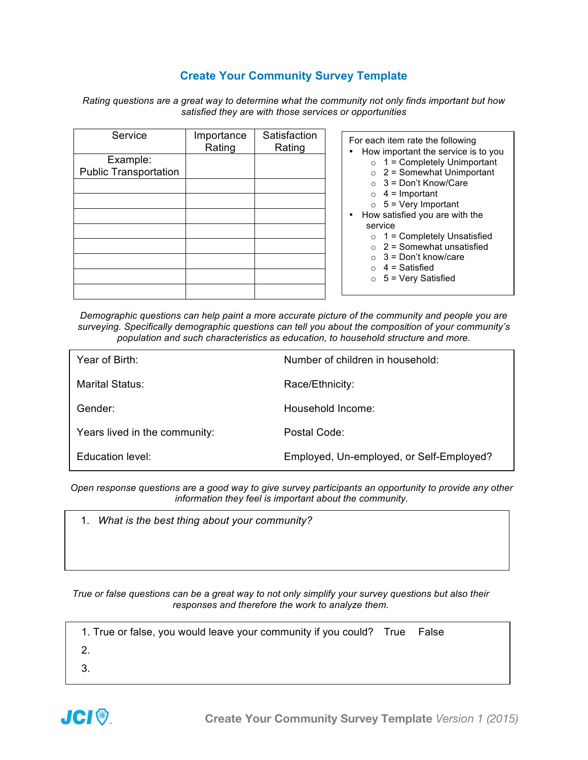## Create Your Community Survey Template

*Rating questions are a great way to determine what the community not only finds important but how satisfied they are with those services or opportunities*

| Service | Importance Rating | Satisfaction Rating |
|---|---|---|
| Example: Public Transportation | | |
| | | |
| | | |
| | | |
| | | |
| | | |
| | | |
| | | |
| | | |

For each item rate the following

- How important the service is to you
  - 1 = Completely Unimportant
  - 2 = Somewhat Unimportant
  - 3 = Don't Know/Care
  - 4 = Important
  - 5 = Very Important
- How satisfied you are with the service
  - 1 = Completely Unsatisfied
  - 2 = Somewhat unsatisfied
  - 3 = Don't know/care
  - 4 = Satisfied
  - 5 = Very Satisfied

*Demographic questions can help paint a more accurate picture of the community and people you are surveying. Specifically demographic questions can tell you about the composition of your community's population and such characteristics as education, to household structure and more.*

| | |
|---|---|
| Year of Birth: | Number of children in household: |
| Marital Status: | Race/Ethnicity: |
| Gender: | Household Income: |
| Years lived in the community: | Postal Code: |
| Education level: | Employed, Un-employed, or Self-Employed? |

*Open response questions are a good way to give survey participants an opportunity to provide any other information they feel is important about the community.*

1. *What is the best thing about your community?*

*True or false questions can be a great way to not only simplify your survey questions but also their responses and therefore the work to analyze them.*

1. True or false, you would leave your community if you could? True False
2. 
3.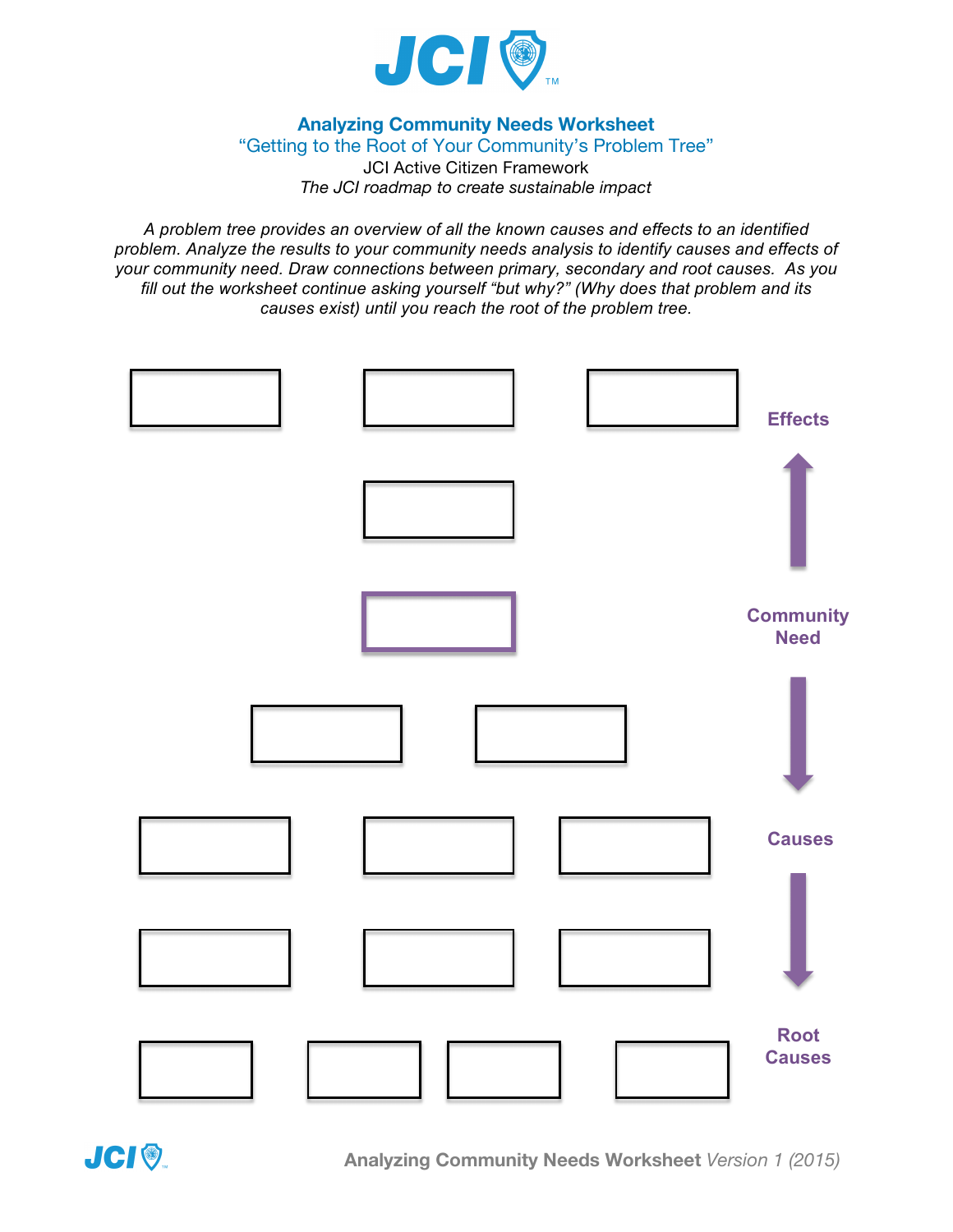## Analyzing Community Needs Worksheet

"Getting to the Root of Your Community's Problem Tree"

JCI Active Citizen Framework

*The JCI roadmap to create sustainable impact*

*A problem tree provides an overview of all the known causes and effects to an identified problem. Analyze the results to your community needs analysis to identify causes and effects of your community need. Draw connections between primary, secondary and root causes. As you fill out the worksheet continue asking yourself "but why?" (Why does that problem and its causes exist) until you reach the root of the problem tree.*

**Effects**

**Community Need**

**Causes**

**Root Causes**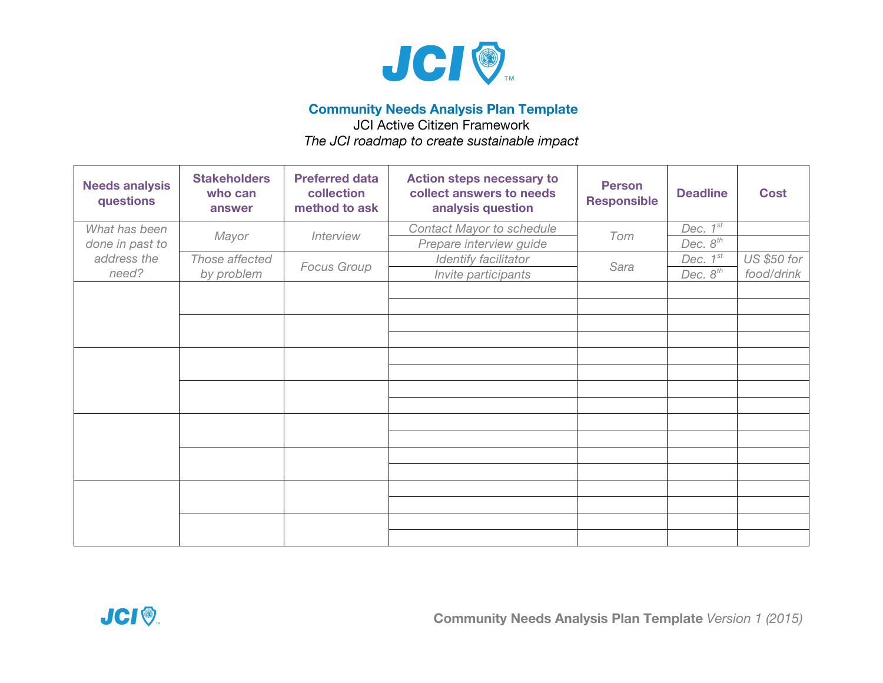## Community Needs Analysis Plan Template

JCI Active Citizen Framework

*The JCI roadmap to create sustainable impact*

| Needs analysis questions | Stakeholders who can answer | Preferred data collection method to ask | Action steps necessary to collect answers to needs analysis question | Person Responsible | Deadline | Cost |
|---|---|---|---|---|---|---|
| *What has been done in past to address the need?* | *Mayor* | *Interview* | *Contact Mayor to schedule* | *Tom* | *Dec. 1st* | |
| | | | *Prepare interview guide* | | *Dec. 8th* | |
| | *Those affected by problem* | *Focus Group* | *Identify facilitator* | *Sara* | *Dec. 1st* | *US $50 for food/drink* |
| | | | *Invite participants* | | *Dec. 8th* | |
| | | | | | | |
| | | | | | | |
| | | | | | | |
| | | | | | | |
| | | | | | | |
| | | | | | | |
| | | | | | | |
| | | | | | | |
| | | | | | | |
| | | | | | | |
| | | | | | | |
| | | | | | | |
| | | | | | | |
| | | | | | | |
| | | | | | | |
| | | | | | | |

**Community Needs Analysis Plan Template** *Version 1 (2015)*